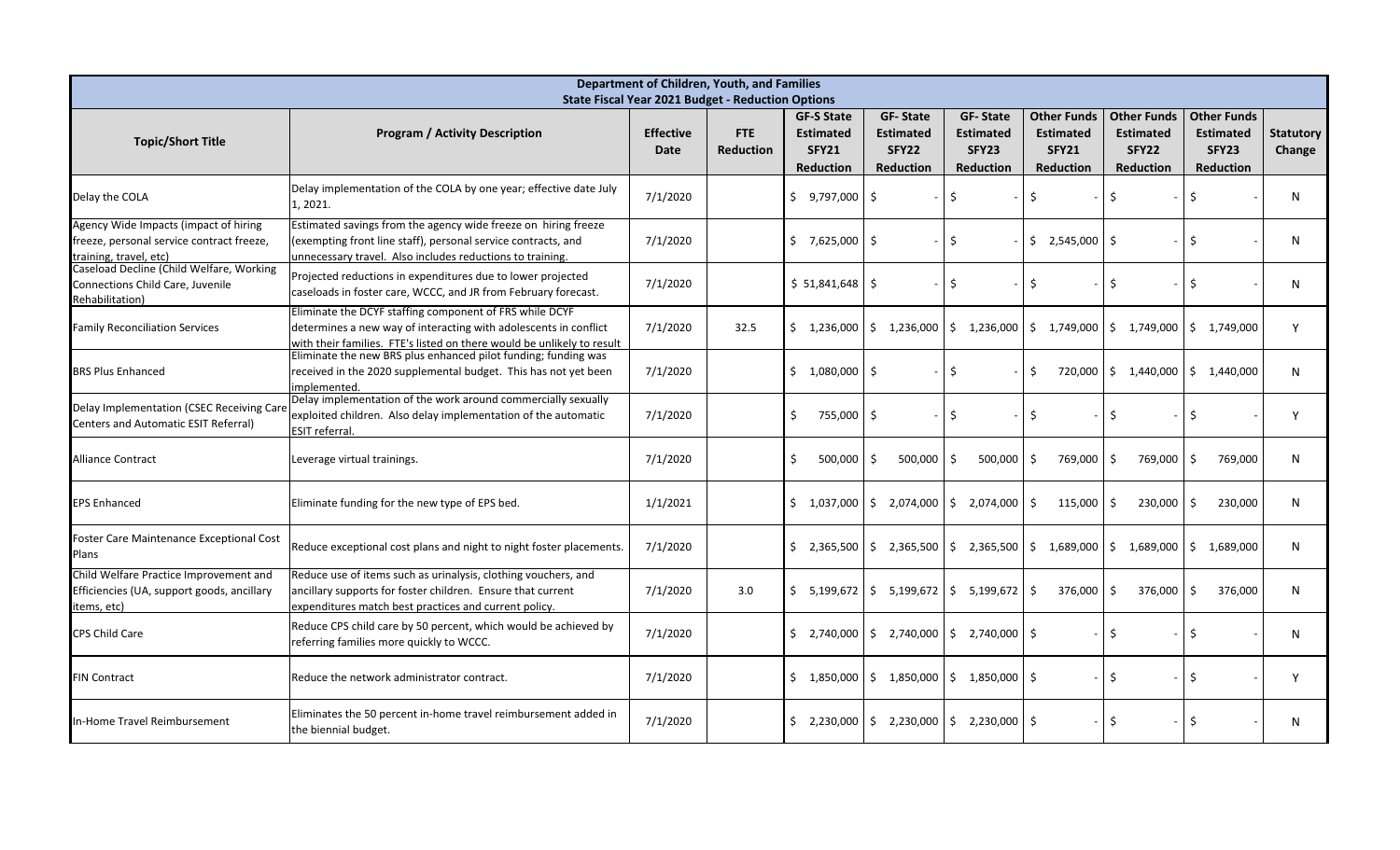| Department of Children, Youth, and Families<br>State Fiscal Year 2021 Budget - Reduction Options | | | | | | | | | | |
|---|---|---|---|---|---|---|---|---|---|---|
| **Topic/Short Title** | **Program / Activity Description** | **Effective Date** | **FTE Reduction** | **GF-S State Estimated SFY21 Reduction** | **GF- State Estimated SFY22 Reduction** | **GF- State Estimated SFY23 Reduction** | **Other Funds Estimated SFY21 Reduction** | **Other Funds Estimated SFY22 Reduction** | **Other Funds Estimated SFY23 Reduction** | **Statutory Change** |
| Delay the COLA | Delay implementation of the COLA by one year; effective date July 1, 2021. | 7/1/2020 | | $ 9,797,000 | $ - | $ - | $ - | $ - | $ - | N |
| Agency Wide Impacts (impact of hiring freeze, personal service contract freeze, training, travel, etc) | Estimated savings from the agency wide freeze on hiring freeze (exempting front line staff), personal service contracts, and unnecessary travel. Also includes reductions to training. | 7/1/2020 | | $ 7,625,000 | $ - | $ - | $ 2,545,000 | $ - | $ - | N |
| Caseload Decline (Child Welfare, Working Connections Child Care, Juvenile Rehabilitation) | Projected reductions in expenditures due to lower projected caseloads in foster care, WCCC, and JR from February forecast. | 7/1/2020 | | $ 51,841,648 | $ - | $ - | $ - | $ - | $ - | N |
| Family Reconciliation Services | Eliminate the DCYF staffing component of FRS while DCYF determines a new way of interacting with adolescents in conflict with their families. FTE's listed on there would be unlikely to result | 7/1/2020 | 32.5 | $ 1,236,000 | $ 1,236,000 | $ 1,236,000 | $ 1,749,000 | $ 1,749,000 | $ 1,749,000 | Y |
| BRS Plus Enhanced | Eliminate the new BRS plus enhanced pilot funding; funding was received in the 2020 supplemental budget. This has not yet been implemented. | 7/1/2020 | | $ 1,080,000 | $ - | $ - | $ 720,000 | $ 1,440,000 | $ 1,440,000 | N |
| Delay Implementation (CSEC Receiving Care Centers and Automatic ESIT Referral) | Delay implementation of the work around commercially sexually exploited children. Also delay implementation of the automatic ESIT referral. | 7/1/2020 | | $ 755,000 | $ - | $ - | $ - | $ - | $ - | Y |
| Alliance Contract | Leverage virtual trainings. | 7/1/2020 | | $ 500,000 | $ 500,000 | $ 500,000 | $ 769,000 | $ 769,000 | $ 769,000 | N |
| EPS Enhanced | Eliminate funding for the new type of EPS bed. | 1/1/2021 | | $ 1,037,000 | $ 2,074,000 | $ 2,074,000 | $ 115,000 | $ 230,000 | $ 230,000 | N |
| Foster Care Maintenance Exceptional Cost Plans | Reduce exceptional cost plans and night to night foster placements. | 7/1/2020 | | $ 2,365,500 | $ 2,365,500 | $ 2,365,500 | $ 1,689,000 | $ 1,689,000 | $ 1,689,000 | N |
| Child Welfare Practice Improvement and Efficiencies (UA, support goods, ancillary items, etc) | Reduce use of items such as urinalysis, clothing vouchers, and ancillary supports for foster children. Ensure that current expenditures match best practices and current policy. | 7/1/2020 | 3.0 | $ 5,199,672 | $ 5,199,672 | $ 5,199,672 | $ 376,000 | $ 376,000 | $ 376,000 | N |
| CPS Child Care | Reduce CPS child care by 50 percent, which would be achieved by referring families more quickly to WCCC. | 7/1/2020 | | $ 2,740,000 | $ 2,740,000 | $ 2,740,000 | $ - | $ - | $ - | N |
| FIN Contract | Reduce the network administrator contract. | 7/1/2020 | | $ 1,850,000 | $ 1,850,000 | $ 1,850,000 | $ - | $ - | $ - | Y |
| In-Home Travel Reimbursement | Eliminates the 50 percent in-home travel reimbursement added in the biennial budget. | 7/1/2020 | | $ 2,230,000 | $ 2,230,000 | $ 2,230,000 | $ - | $ - | $ - | N |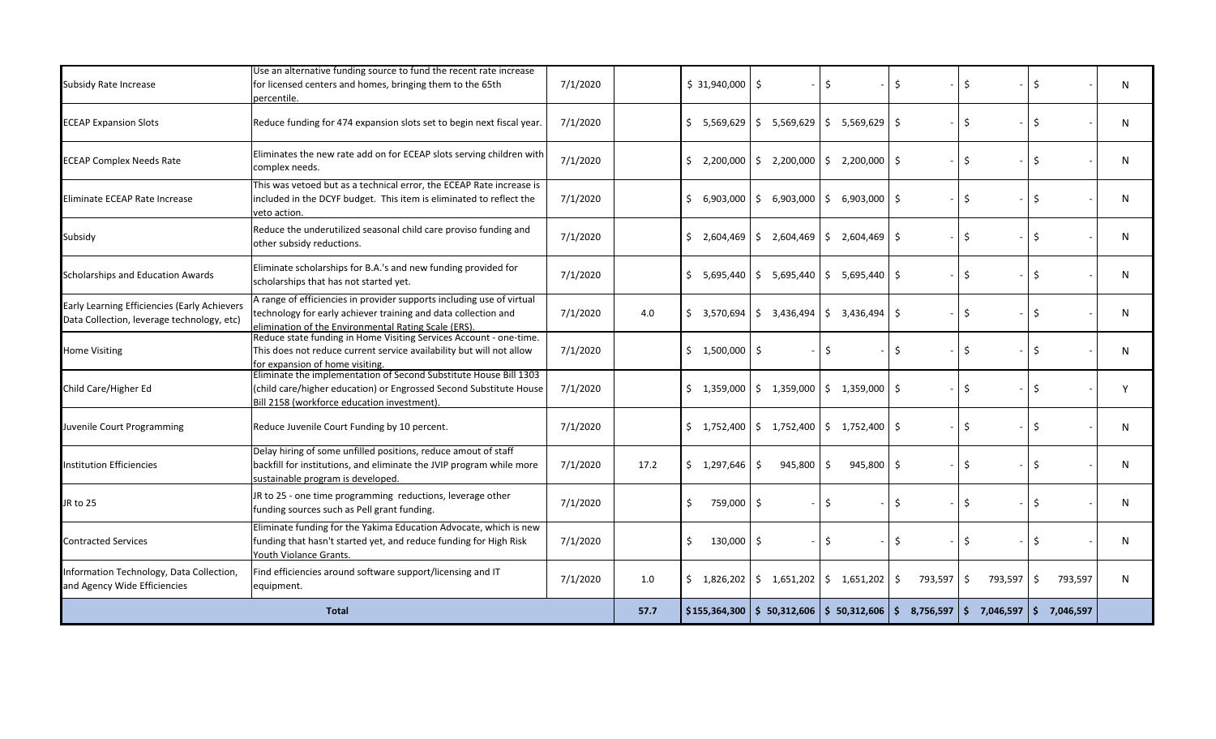| | | | | | | | | | | |
|---|---|---|---|---|---|---|---|---|---|---|
| Subsidy Rate Increase | Use an alternative funding source to fund the recent rate increase for licensed centers and homes, bringing them to the 65th percentile. | 7/1/2020 | | $ 31,940,000 | $ - | $ - | $ - | $ - | $ - | N |
| ECEAP Expansion Slots | Reduce funding for 474 expansion slots set to begin next fiscal year. | 7/1/2020 | | $ 5,569,629 | $ 5,569,629 | $ 5,569,629 | $ - | $ - | $ - | N |
| ECEAP Complex Needs Rate | Eliminates the new rate add on for ECEAP slots serving children with complex needs. | 7/1/2020 | | $ 2,200,000 | $ 2,200,000 | $ 2,200,000 | $ - | $ - | $ - | N |
| Eliminate ECEAP Rate Increase | This was vetoed but as a technical error, the ECEAP Rate increase is included in the DCYF budget. This item is eliminated to reflect the veto action. | 7/1/2020 | | $ 6,903,000 | $ 6,903,000 | $ 6,903,000 | $ - | $ - | $ - | N |
| Subsidy | Reduce the underutilized seasonal child care proviso funding and other subsidy reductions. | 7/1/2020 | | $ 2,604,469 | $ 2,604,469 | $ 2,604,469 | $ - | $ - | $ - | N |
| Scholarships and Education Awards | Eliminate scholarships for B.A.'s and new funding provided for scholarships that has not started yet. | 7/1/2020 | | $ 5,695,440 | $ 5,695,440 | $ 5,695,440 | $ - | $ - | $ - | N |
| Early Learning Efficiencies (Early Achievers Data Collection, leverage technology, etc) | A range of efficiencies in provider supports including use of virtual technology for early achiever training and data collection and elimination of the Environmental Rating Scale (ERS). | 7/1/2020 | 4.0 | $ 3,570,694 | $ 3,436,494 | $ 3,436,494 | $ - | $ - | $ - | N |
| Home Visiting | Reduce state funding in Home Visiting Services Account - one-time. This does not reduce current service availability but will not allow for expansion of home visiting. | 7/1/2020 | | $ 1,500,000 | $ - | $ - | $ - | $ - | $ - | N |
| Child Care/Higher Ed | Eliminate the implementation of Second Substitute House Bill 1303 (child care/higher education) or Engrossed Second Substitute House Bill 2158 (workforce education investment). | 7/1/2020 | | $ 1,359,000 | $ 1,359,000 | $ 1,359,000 | $ - | $ - | $ - | Y |
| Juvenile Court Programming | Reduce Juvenile Court Funding by 10 percent. | 7/1/2020 | | $ 1,752,400 | $ 1,752,400 | $ 1,752,400 | $ - | $ - | $ - | N |
| Institution Efficiencies | Delay hiring of some unfilled positions, reduce amout of staff backfill for institutions, and eliminate the JVIP program while more sustainable program is developed. | 7/1/2020 | 17.2 | $ 1,297,646 | $ 945,800 | $ 945,800 | $ - | $ - | $ - | N |
| JR to 25 | JR to 25 - one time programming reductions, leverage other funding sources such as Pell grant funding. | 7/1/2020 | | $ 759,000 | $ - | $ - | $ - | $ - | $ - | N |
| Contracted Services | Eliminate funding for the Yakima Education Advocate, which is new funding that hasn't started yet, and reduce funding for High Risk Youth Violance Grants. | 7/1/2020 | | $ 130,000 | $ - | $ - | $ - | $ - | $ - | N |
| Information Technology, Data Collection, and Agency Wide Efficiencies | Find efficiencies around software support/licensing and IT equipment. | 7/1/2020 | 1.0 | $ 1,826,202 | $ 1,651,202 | $ 1,651,202 | $ 793,597 | $ 793,597 | $ 793,597 | N |
| **Total** | | | **57.7** | **$155,364,300** | **$ 50,312,606** | **$ 50,312,606** | **$ 8,756,597** | **$ 7,046,597** | **$ 7,046,597** | |